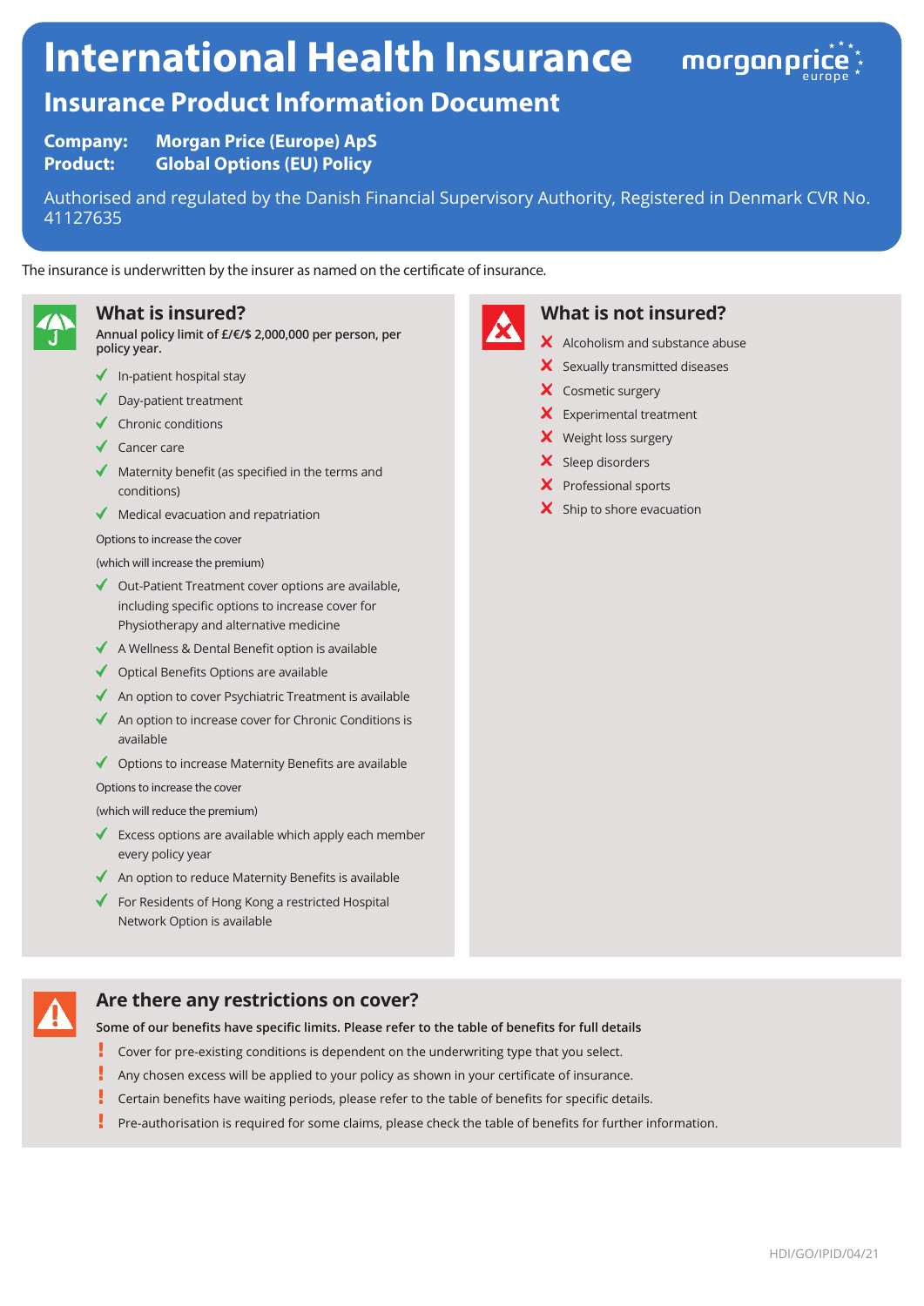# International Health Insurance

## Insurance Product Information Document

**Company:** **Morgan Price (Europe) ApS**
**Product:** **Global Options (EU) Policy**

Authorised and regulated by the Danish Financial Supervisory Authority, Registered in Denmark CVR No. 41127635

The insurance is underwritten by the insurer as named on the certificate of insurance.

### What is insured?

**Annual policy limit of £/€/$ 2,000,000 per person, per policy year.**

- ✓ In-patient hospital stay
- ✓ Day-patient treatment
- ✓ Chronic conditions
- ✓ Cancer care
- ✓ Maternity benefit (as specified in the terms and conditions)
- ✓ Medical evacuation and repatriation

Options to increase the cover

(which will increase the premium)

- ✓ Out-Patient Treatment cover options are available, including specific options to increase cover for Physiotherapy and alternative medicine
- ✓ A Wellness & Dental Benefit option is available
- ✓ Optical Benefits Options are available
- ✓ An option to cover Psychiatric Treatment is available
- ✓ An option to increase cover for Chronic Conditions is available
- ✓ Options to increase Maternity Benefits are available

Options to increase the cover

(which will reduce the premium)

- ✓ Excess options are available which apply each member every policy year
- ✓ An option to reduce Maternity Benefits is available
- ✓ For Residents of Hong Kong a restricted Hospital Network Option is available

### What is not insured?

- ✗ Alcoholism and substance abuse
- ✗ Sexually transmitted diseases
- ✗ Cosmetic surgery
- ✗ Experimental treatment
- ✗ Weight loss surgery
- ✗ Sleep disorders
- ✗ Professional sports
- ✗ Ship to shore evacuation

### Are there any restrictions on cover?

**Some of our benefits have specific limits. Please refer to the table of benefits for full details**

- ! Cover for pre-existing conditions is dependent on the underwriting type that you select.
- ! Any chosen excess will be applied to your policy as shown in your certificate of insurance.
- ! Certain benefits have waiting periods, please refer to the table of benefits for specific details.
- ! Pre-authorisation is required for some claims, please check the table of benefits for further information.

HDI/GO/IPID/04/21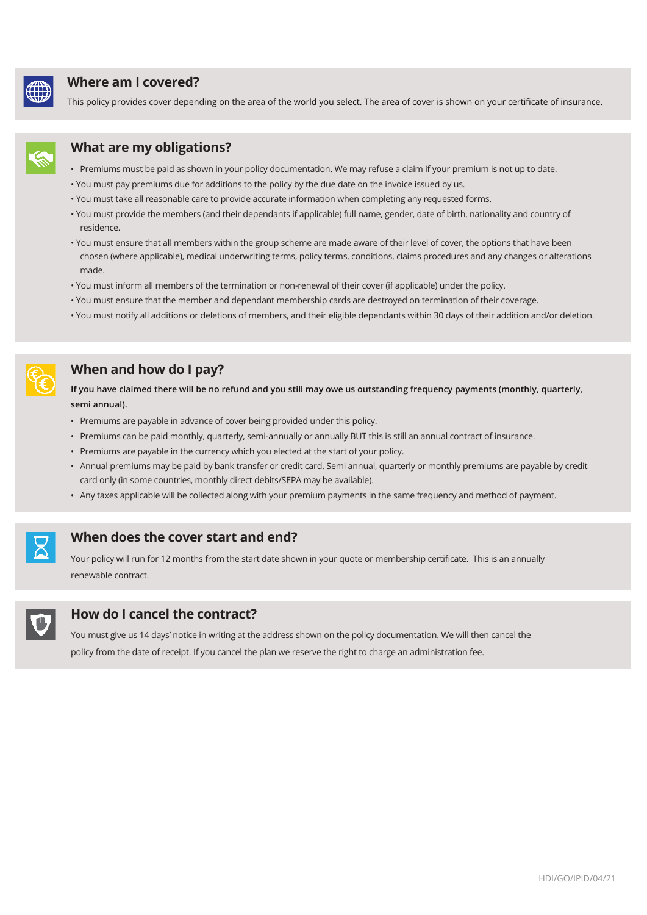## Where am I covered?

This policy provides cover depending on the area of the world you select. The area of cover is shown on your certificate of insurance.

## What are my obligations?

- Premiums must be paid as shown in your policy documentation. We may refuse a claim if your premium is not up to date.
- You must pay premiums due for additions to the policy by the due date on the invoice issued by us.
- You must take all reasonable care to provide accurate information when completing any requested forms.
- You must provide the members (and their dependants if applicable) full name, gender, date of birth, nationality and country of residence.
- You must ensure that all members within the group scheme are made aware of their level of cover, the options that have been chosen (where applicable), medical underwriting terms, policy terms, conditions, claims procedures and any changes or alterations made.
- You must inform all members of the termination or non-renewal of their cover (if applicable) under the policy.
- You must ensure that the member and dependant membership cards are destroyed on termination of their coverage.
- You must notify all additions or deletions of members, and their eligible dependants within 30 days of their addition and/or deletion.

## When and how do I pay?

**If you have claimed there will be no refund and you still may owe us outstanding frequency payments (monthly, quarterly, semi annual).**

- Premiums are payable in advance of cover being provided under this policy.
- Premiums can be paid monthly, quarterly, semi-annually or annually BUT this is still an annual contract of insurance.
- Premiums are payable in the currency which you elected at the start of your policy.
- Annual premiums may be paid by bank transfer or credit card. Semi annual, quarterly or monthly premiums are payable by credit card only (in some countries, monthly direct debits/SEPA may be available).
- Any taxes applicable will be collected along with your premium payments in the same frequency and method of payment.

## When does the cover start and end?

Your policy will run for 12 months from the start date shown in your quote or membership certificate. This is an annually renewable contract.

## How do I cancel the contract?

You must give us 14 days' notice in writing at the address shown on the policy documentation. We will then cancel the policy from the date of receipt. If you cancel the plan we reserve the right to charge an administration fee.

HDI/GO/IPID/04/21